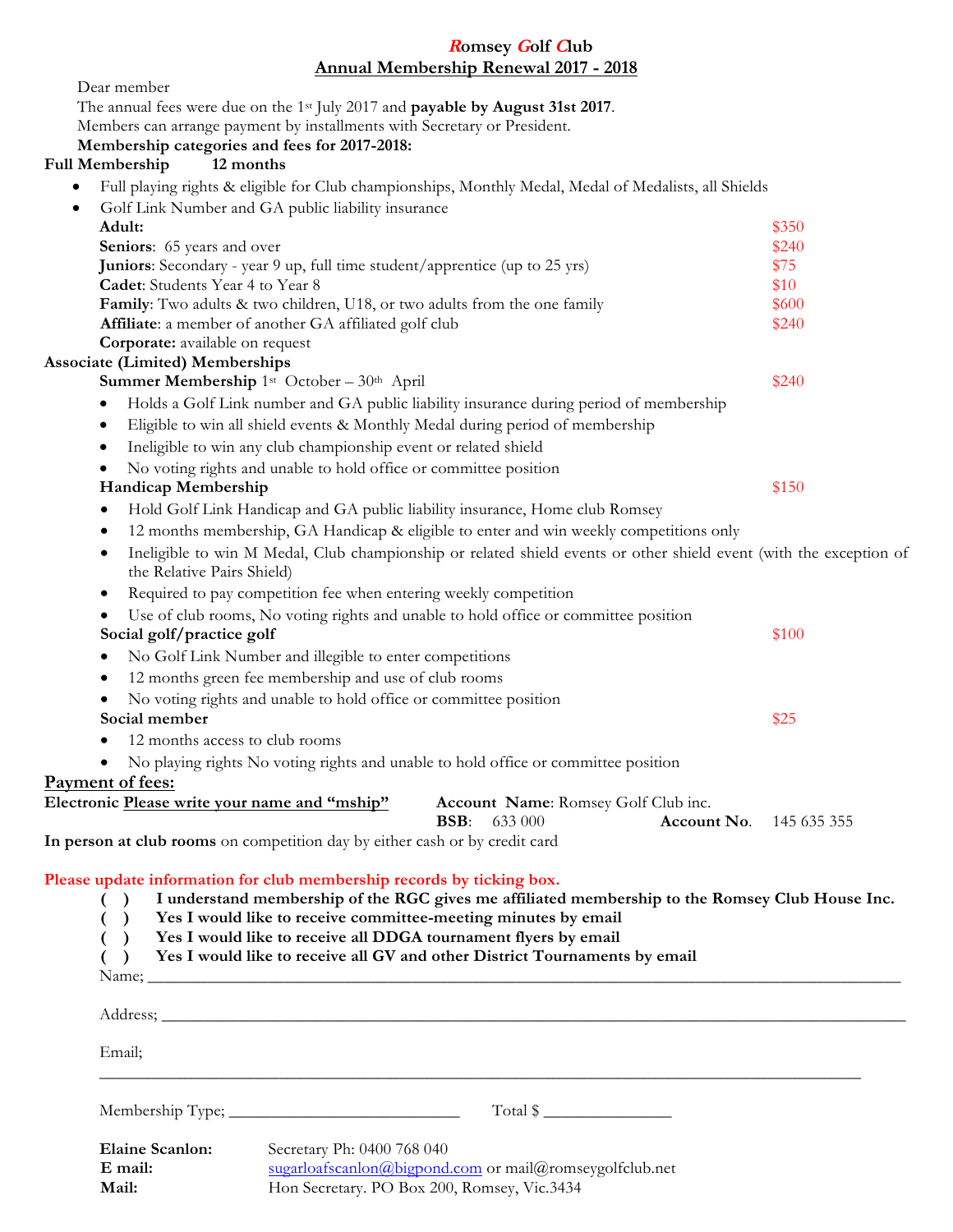# Romsey Golf Club

## Annual Membership Renewal 2017 - 2018

Dear member

The annual fees were due on the 1st July 2017 and **payable by August 31st 2017**.

Members can arrange payment by installments with Secretary or President.

**Membership categories and fees for 2017-2018:**

**Full Membership** **12 months**

- Full playing rights & eligible for Club championships, Monthly Medal, Medal of Medalists, all Shields
- Golf Link Number and GA public liability insurance

| Category | Fee |
|---|---|
| **Adult:** | $350 |
| **Seniors**: 65 years and over | $240 |
| **Juniors**: Secondary - year 9 up, full time student/apprentice (up to 25 yrs) | $75 |
| **Cadet**: Students Year 4 to Year 8 | $10 |
| **Family**: Two adults & two children, U18, or two adults from the one family | $600 |
| **Affiliate**: a member of another GA affiliated golf club | $240 |
| **Corporate:** available on request | |

**Associate (Limited) Memberships**

**Summer Membership** 1st October – 30th April — $240

- Holds a Golf Link number and GA public liability insurance during period of membership
- Eligible to win all shield events & Monthly Medal during period of membership
- Ineligible to win any club championship event or related shield
- No voting rights and unable to hold office or committee position

**Handicap Membership** — $150

- Hold Golf Link Handicap and GA public liability insurance, Home club Romsey
- 12 months membership, GA Handicap & eligible to enter and win weekly competitions only
- Ineligible to win M Medal, Club championship or related shield events or other shield event (with the exception of the Relative Pairs Shield)
- Required to pay competition fee when entering weekly competition
- Use of club rooms, No voting rights and unable to hold office or committee position

**Social golf/practice golf** — $100

- No Golf Link Number and illegible to enter competitions
- 12 months green fee membership and use of club rooms
- No voting rights and unable to hold office or committee position

**Social member** — $25

- 12 months access to club rooms
- No playing rights No voting rights and unable to hold office or committee position

**Payment of fees:**

**Electronic** Please write your name and "mship" — **Account Name**: Romsey Golf Club inc. **BSB**: 633 000 **Account No.** 145 635 355

**In person at club rooms** on competition day by either cash or by credit card

**Please update information for club membership records by ticking box.**

- ( ) **I understand membership of the RGC gives me affiliated membership to the Romsey Club House Inc.**
- ( ) **Yes I would like to receive committee-meeting minutes by email**
- ( ) **Yes I would like to receive all DDGA tournament flyers by email**
- ( ) **Yes I would like to receive all GV and other District Tournaments by email**

Name; ____________________________________________

Address; ____________________________________________

Email; ____________________________________________

Membership Type; ____________________ Total $ ______________

**Elaine Scanlon:** Secretary Ph: 0400 768 040

**E mail:** sugarloafscanlon@bigpond.com or mail@romseygolfclub.net

**Mail:** Hon Secretary. PO Box 200, Romsey, Vic.3434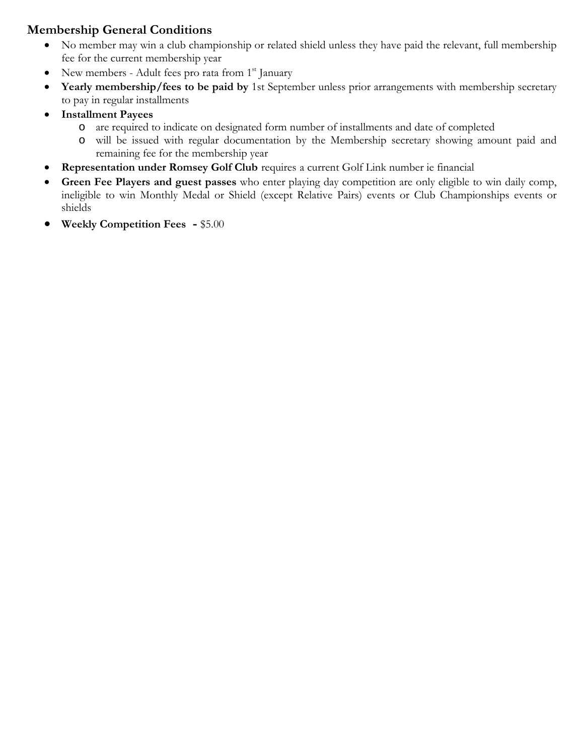## Membership General Conditions

- No member may win a club championship or related shield unless they have paid the relevant, full membership fee for the current membership year
- New members - Adult fees pro rata from 1st January
- **Yearly membership/fees to be paid by** 1st September unless prior arrangements with membership secretary to pay in regular installments
- **Installment Payees**
  - are required to indicate on designated form number of installments and date of completed
  - will be issued with regular documentation by the Membership secretary showing amount paid and remaining fee for the membership year
- **Representation under Romsey Golf Club** requires a current Golf Link number ie financial
- **Green Fee Players and guest passes** who enter playing day competition are only eligible to win daily comp, ineligible to win Monthly Medal or Shield (except Relative Pairs) events or Club Championships events or shields
- **Weekly Competition Fees -** $5.00